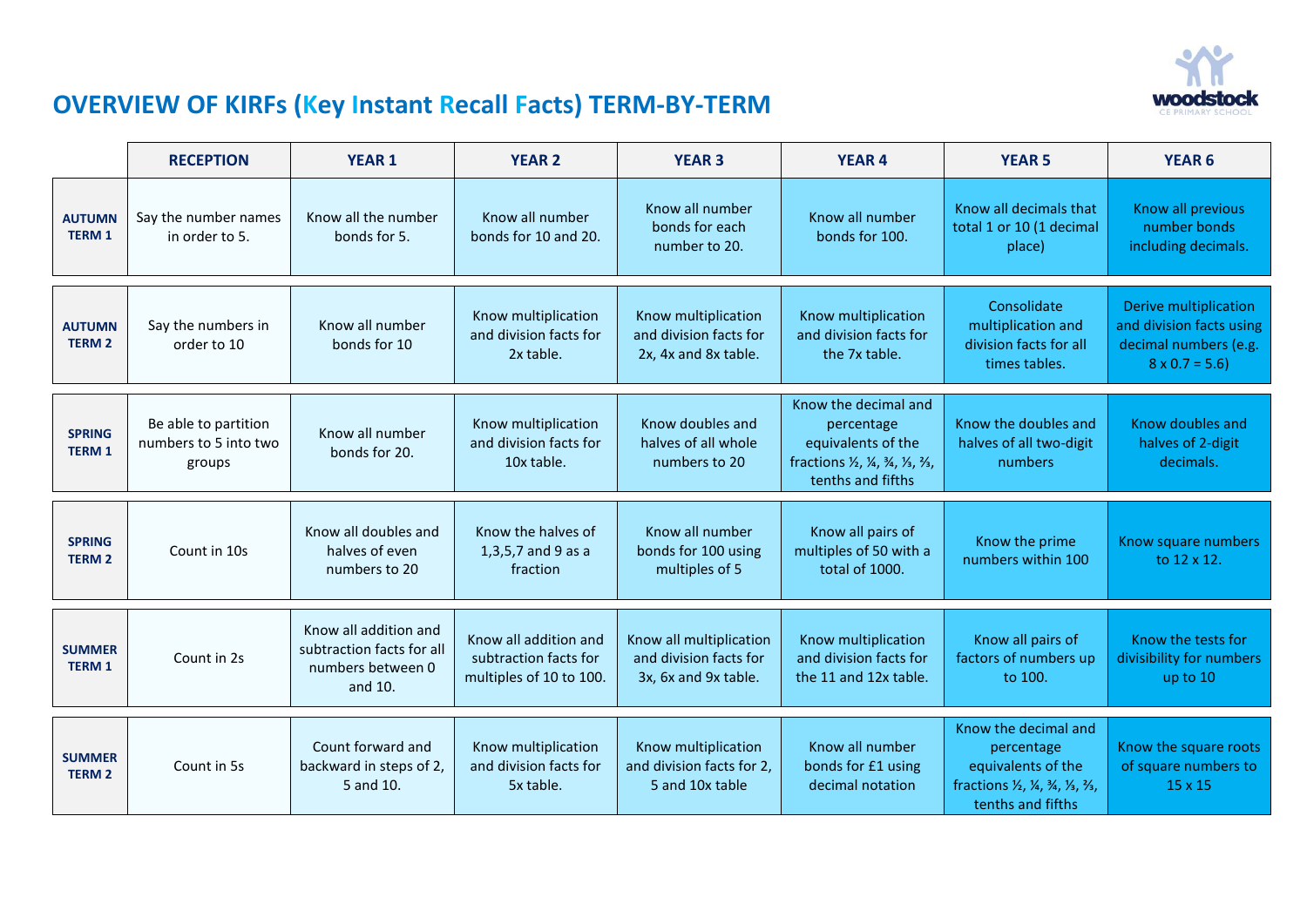# OVERVIEW OF KIRFs (Key Instant Recall Facts) TERM-BY-TERM

| | RECEPTION | YEAR 1 | YEAR 2 | YEAR 3 | YEAR 4 | YEAR 5 | YEAR 6 |
|---|---|---|---|---|---|---|---|
| **AUTUMN TERM 1** | Say the number names in order to 5. | Know all the number bonds for 5. | Know all number bonds for 10 and 20. | Know all number bonds for each number to 20. | Know all number bonds for 100. | Know all decimals that total 1 or 10 (1 decimal place) | Know all previous number bonds including decimals. |
| **AUTUMN TERM 2** | Say the numbers in order to 10 | Know all number bonds for 10 | Know multiplication and division facts for 2x table. | Know multiplication and division facts for 2x, 4x and 8x table. | Know multiplication and division facts for the 7x table. | Consolidate multiplication and division facts for all times tables. | Derive multiplication and division facts using decimal numbers (e.g. 8 x 0.7 = 5.6) |
| **SPRING TERM 1** | Be able to partition numbers to 5 into two groups | Know all number bonds for 20. | Know multiplication and division facts for 10x table. | Know doubles and halves of all whole numbers to 20 | Know the decimal and percentage equivalents of the fractions ½, ¼, ¾, ⅓, ⅔, tenths and fifths | Know the doubles and halves of all two-digit numbers | Know doubles and halves of 2-digit decimals. |
| **SPRING TERM 2** | Count in 10s | Know all doubles and halves of even numbers to 20 | Know the halves of 1,3,5,7 and 9 as a fraction | Know all number bonds for 100 using multiples of 5 | Know all pairs of multiples of 50 with a total of 1000. | Know the prime numbers within 100 | Know square numbers to 12 x 12. |
| **SUMMER TERM 1** | Count in 2s | Know all addition and subtraction facts for all numbers between 0 and 10. | Know all addition and subtraction facts for multiples of 10 to 100. | Know all multiplication and division facts for 3x, 6x and 9x table. | Know multiplication and division facts for the 11 and 12x table. | Know all pairs of factors of numbers up to 100. | Know the tests for divisibility for numbers up to 10 |
| **SUMMER TERM 2** | Count in 5s | Count forward and backward in steps of 2, 5 and 10. | Know multiplication and division facts for 5x table. | Know multiplication and division facts for 2, 5 and 10x table | Know all number bonds for £1 using decimal notation | Know the decimal and percentage equivalents of the fractions ½, ¼, ¾, ⅓, ⅔, tenths and fifths | Know the square roots of square numbers to 15 x 15 |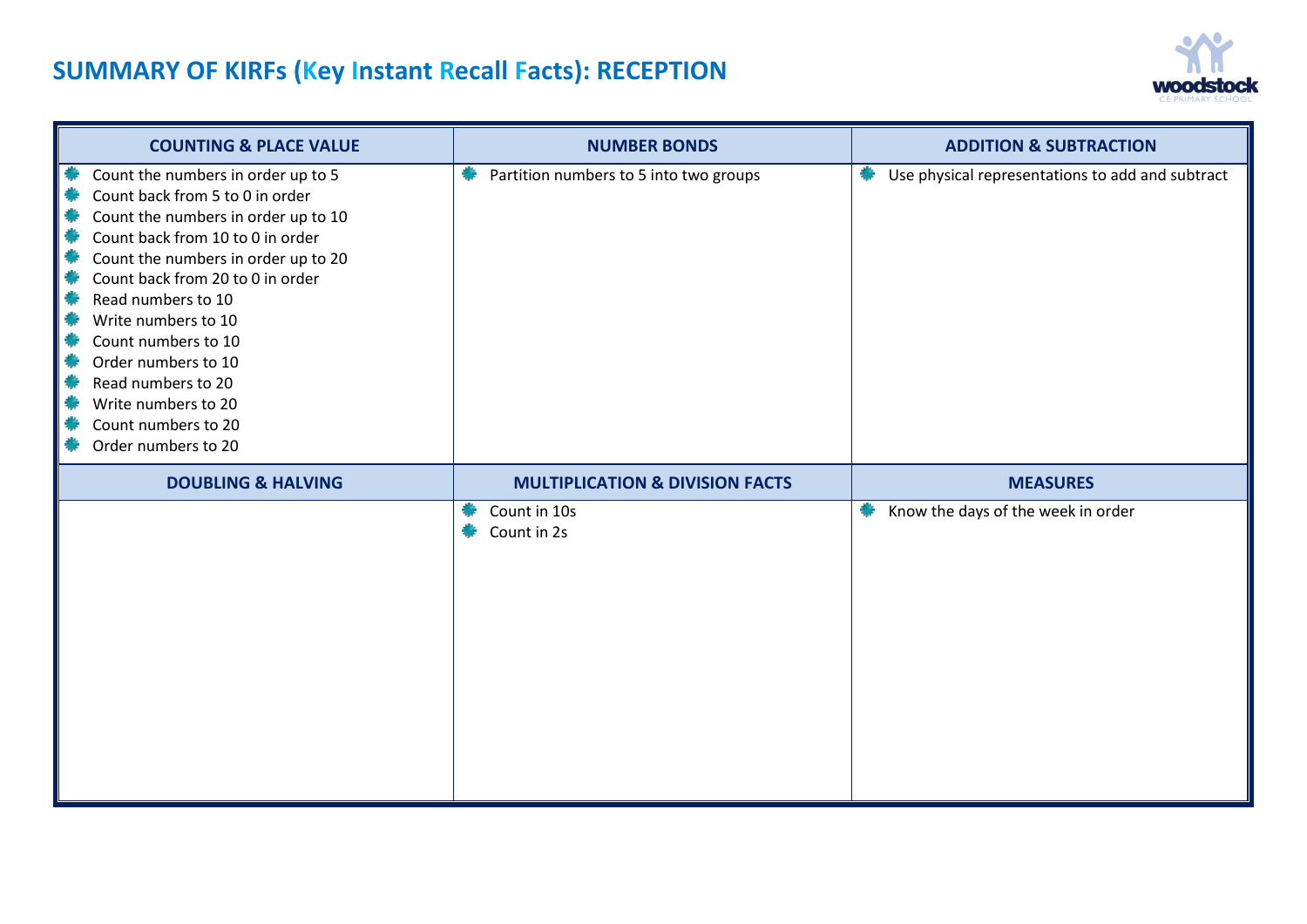# SUMMARY OF KIRFs (Key Instant Recall Facts): RECEPTION

## COUNTING & PLACE VALUE

- Count the numbers in order up to 5
- Count back from 5 to 0 in order
- Count the numbers in order up to 10
- Count back from 10 to 0 in order
- Count the numbers in order up to 20
- Count back from 20 to 0 in order
- Read numbers to 10
- Write numbers to 10
- Count numbers to 10
- Order numbers to 10
- Read numbers to 20
- Write numbers to 20
- Count numbers to 20
- Order numbers to 20

## NUMBER BONDS

- Partition numbers to 5 into two groups

## ADDITION & SUBTRACTION

- Use physical representations to add and subtract

## DOUBLING & HALVING

## MULTIPLICATION & DIVISION FACTS

- Count in 10s
- Count in 2s

## MEASURES

- Know the days of the week in order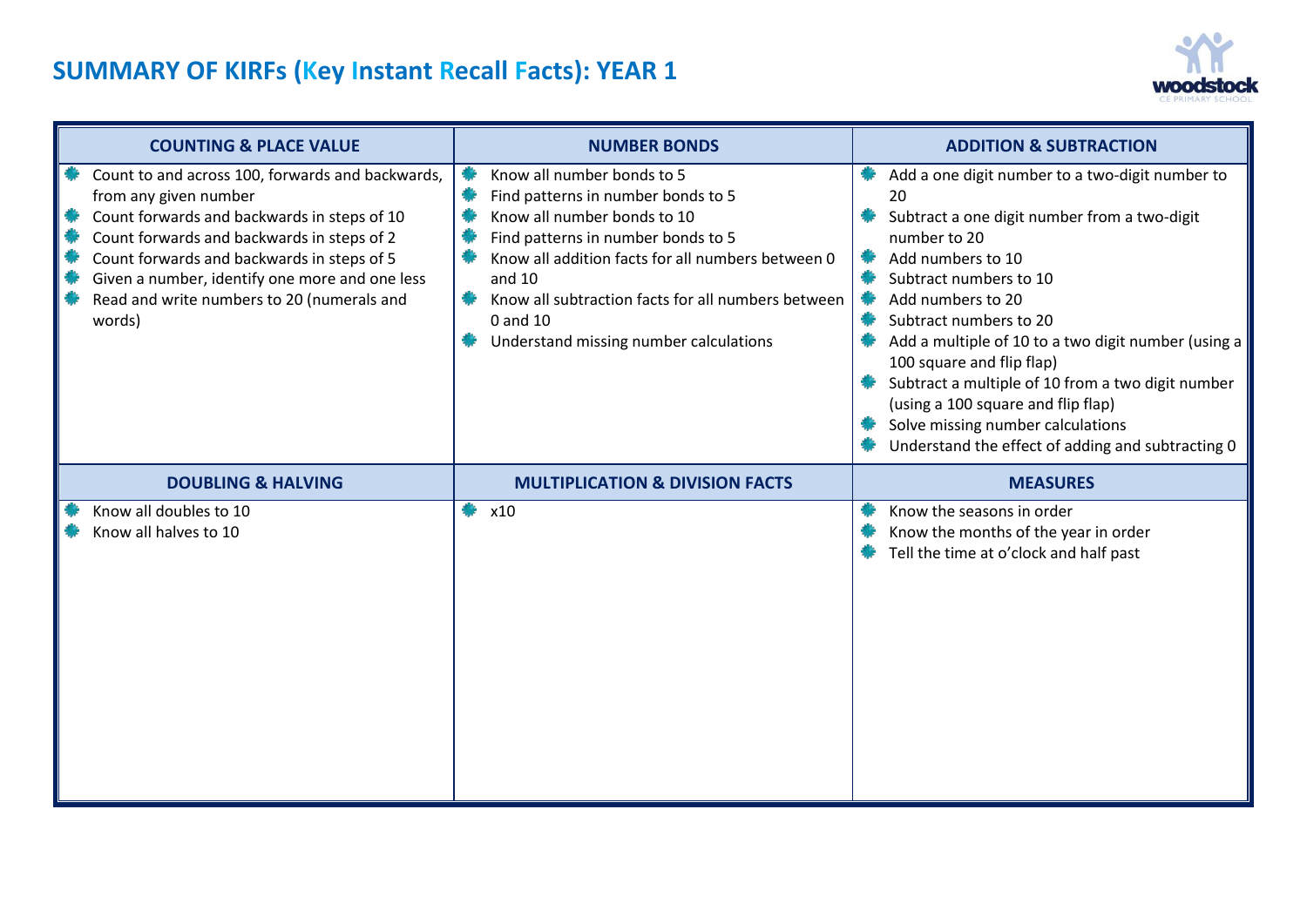# SUMMARY OF KIRFs (Key Instant Recall Facts): YEAR 1

| COUNTING & PLACE VALUE | NUMBER BONDS | ADDITION & SUBTRACTION |
|---|---|---|
| • Count to and across 100, forwards and backwards, from any given number<br>• Count forwards and backwards in steps of 10<br>• Count forwards and backwards in steps of 2<br>• Count forwards and backwards in steps of 5<br>• Given a number, identify one more and one less<br>• Read and write numbers to 20 (numerals and words) | • Know all number bonds to 5<br>• Find patterns in number bonds to 5<br>• Know all number bonds to 10<br>• Find patterns in number bonds to 5<br>• Know all addition facts for all numbers between 0 and 10<br>• Know all subtraction facts for all numbers between 0 and 10<br>• Understand missing number calculations | • Add a one digit number to a two-digit number to 20<br>• Subtract a one digit number from a two-digit number to 20<br>• Add numbers to 10<br>• Subtract numbers to 10<br>• Add numbers to 20<br>• Subtract numbers to 20<br>• Add a multiple of 10 to a two digit number (using a 100 square and flip flap)<br>• Subtract a multiple of 10 from a two digit number (using a 100 square and flip flap)<br>• Solve missing number calculations<br>• Understand the effect of adding and subtracting 0 |
| **DOUBLING & HALVING** | **MULTIPLICATION & DIVISION FACTS** | **MEASURES** |
| • Know all doubles to 10<br>• Know all halves to 10 | • x10 | • Know the seasons in order<br>• Know the months of the year in order<br>• Tell the time at o'clock and half past |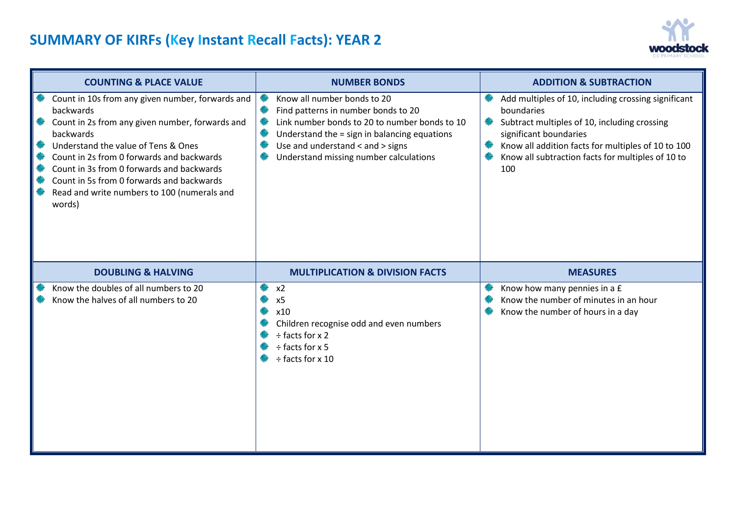# SUMMARY OF KIRFs (Key Instant Recall Facts): YEAR 2

## COUNTING & PLACE VALUE

- Count in 10s from any given number, forwards and backwards
- Count in 2s from any given number, forwards and backwards
- Understand the value of Tens & Ones
- Count in 2s from 0 forwards and backwards
- Count in 3s from 0 forwards and backwards
- Count in 5s from 0 forwards and backwards
- Read and write numbers to 100 (numerals and words)

## NUMBER BONDS

- Know all number bonds to 20
- Find patterns in number bonds to 20
- Link number bonds to 20 to number bonds to 10
- Understand the = sign in balancing equations
- Use and understand < and > signs
- Understand missing number calculations

## ADDITION & SUBTRACTION

- Add multiples of 10, including crossing significant boundaries
- Subtract multiples of 10, including crossing significant boundaries
- Know all addition facts for multiples of 10 to 100
- Know all subtraction facts for multiples of 10 to 100

## DOUBLING & HALVING

- Know the doubles of all numbers to 20
- Know the halves of all numbers to 20

## MULTIPLICATION & DIVISION FACTS

- x2
- x5
- x10
- Children recognise odd and even numbers
- ÷ facts for x 2
- ÷ facts for x 5
- ÷ facts for x 10

## MEASURES

- Know how many pennies in a £
- Know the number of minutes in an hour
- Know the number of hours in a day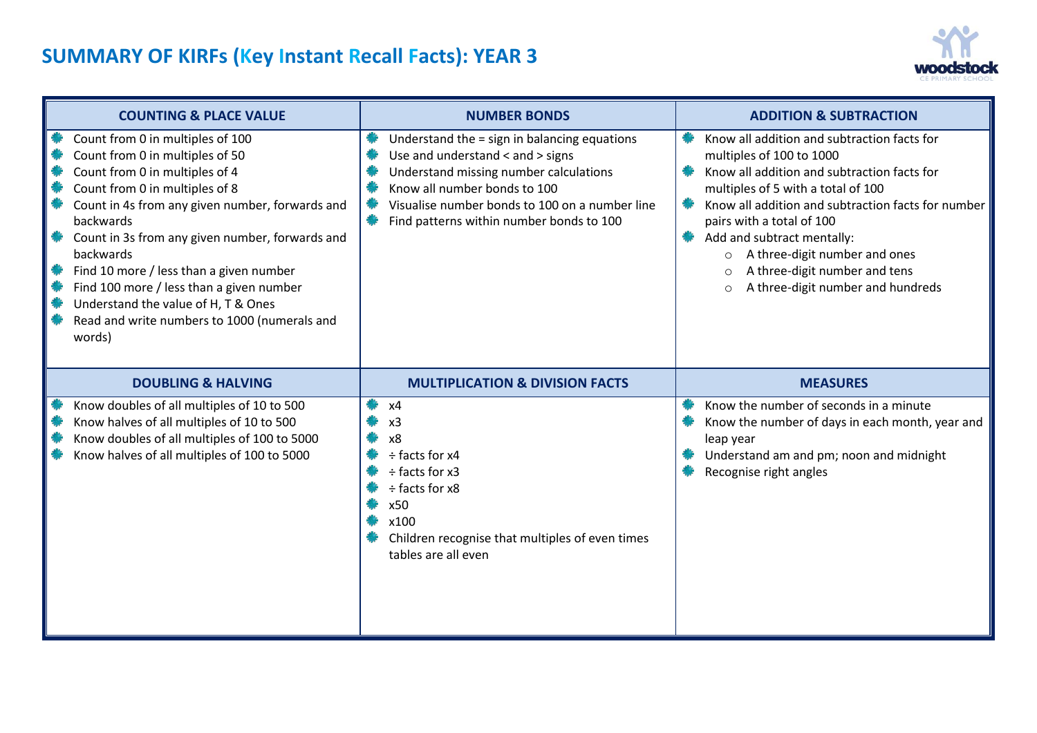# SUMMARY OF KIRFs (Key Instant Recall Facts): YEAR 3

## COUNTING & PLACE VALUE

- Count from 0 in multiples of 100
- Count from 0 in multiples of 50
- Count from 0 in multiples of 4
- Count from 0 in multiples of 8
- Count in 4s from any given number, forwards and backwards
- Count in 3s from any given number, forwards and backwards
- Find 10 more / less than a given number
- Find 100 more / less than a given number
- Understand the value of H, T & Ones
- Read and write numbers to 1000 (numerals and words)

## NUMBER BONDS

- Understand the = sign in balancing equations
- Use and understand < and > signs
- Understand missing number calculations
- Know all number bonds to 100
- Visualise number bonds to 100 on a number line
- Find patterns within number bonds to 100

## ADDITION & SUBTRACTION

- Know all addition and subtraction facts for multiples of 100 to 1000
- Know all addition and subtraction facts for multiples of 5 with a total of 100
- Know all addition and subtraction facts for number pairs with a total of 100
- Add and subtract mentally:
  - A three-digit number and ones
  - A three-digit number and tens
  - A three-digit number and hundreds

## DOUBLING & HALVING

- Know doubles of all multiples of 10 to 500
- Know halves of all multiples of 10 to 500
- Know doubles of all multiples of 100 to 5000
- Know halves of all multiples of 100 to 5000

## MULTIPLICATION & DIVISION FACTS

- x4
- x3
- x8
- ÷ facts for x4
- ÷ facts for x3
- ÷ facts for x8
- x50
- x100
- Children recognise that multiples of even times tables are all even

## MEASURES

- Know the number of seconds in a minute
- Know the number of days in each month, year and leap year
- Understand am and pm; noon and midnight
- Recognise right angles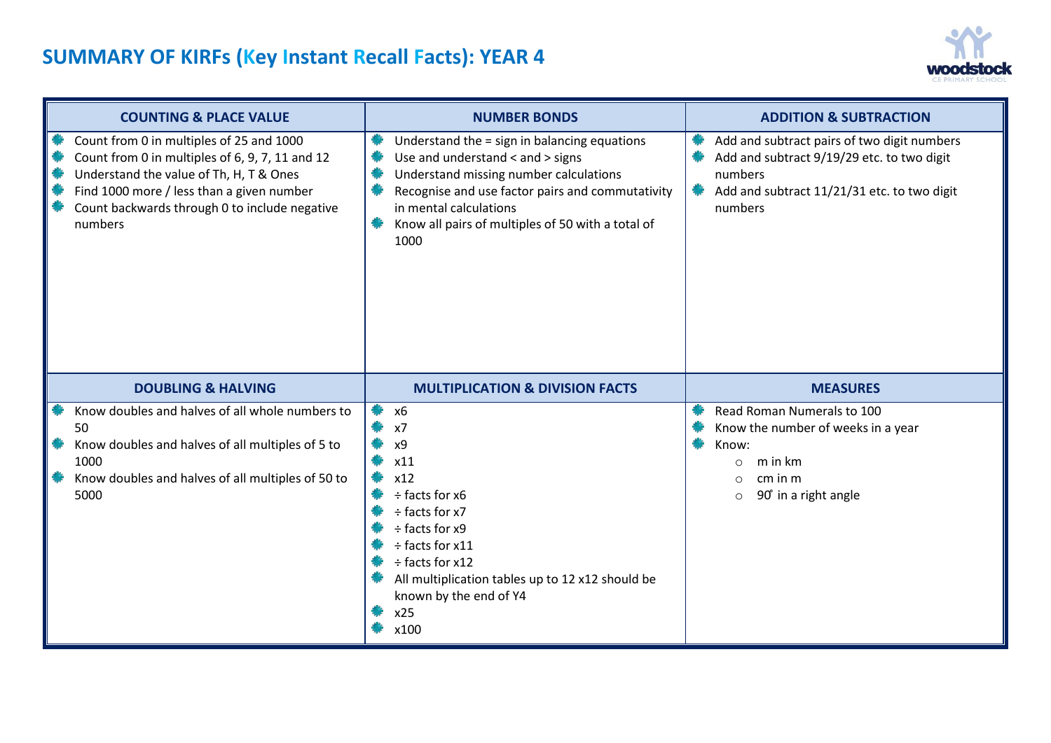# SUMMARY OF KIRFs (Key Instant Recall Facts): YEAR 4

## COUNTING & PLACE VALUE

- Count from 0 in multiples of 25 and 1000
- Count from 0 in multiples of 6, 9, 7, 11 and 12
- Understand the value of Th, H, T & Ones
- Find 1000 more / less than a given number
- Count backwards through 0 to include negative numbers

## NUMBER BONDS

- Understand the = sign in balancing equations
- Use and understand < and > signs
- Understand missing number calculations
- Recognise and use factor pairs and commutativity in mental calculations
- Know all pairs of multiples of 50 with a total of 1000

## ADDITION & SUBTRACTION

- Add and subtract pairs of two digit numbers
- Add and subtract 9/19/29 etc. to two digit numbers
- Add and subtract 11/21/31 etc. to two digit numbers

## DOUBLING & HALVING

- Know doubles and halves of all whole numbers to 50
- Know doubles and halves of all multiples of 5 to 1000
- Know doubles and halves of all multiples of 50 to 5000

## MULTIPLICATION & DIVISION FACTS

- x6
- x7
- x9
- x11
- x12
- ÷ facts for x6
- ÷ facts for x7
- ÷ facts for x9
- ÷ facts for x11
- ÷ facts for x12
- All multiplication tables up to 12 x12 should be known by the end of Y4
- x25
- x100

## MEASURES

- Read Roman Numerals to 100
- Know the number of weeks in a year
- Know:
  - m in km
  - cm in m
  - 90˚ in a right angle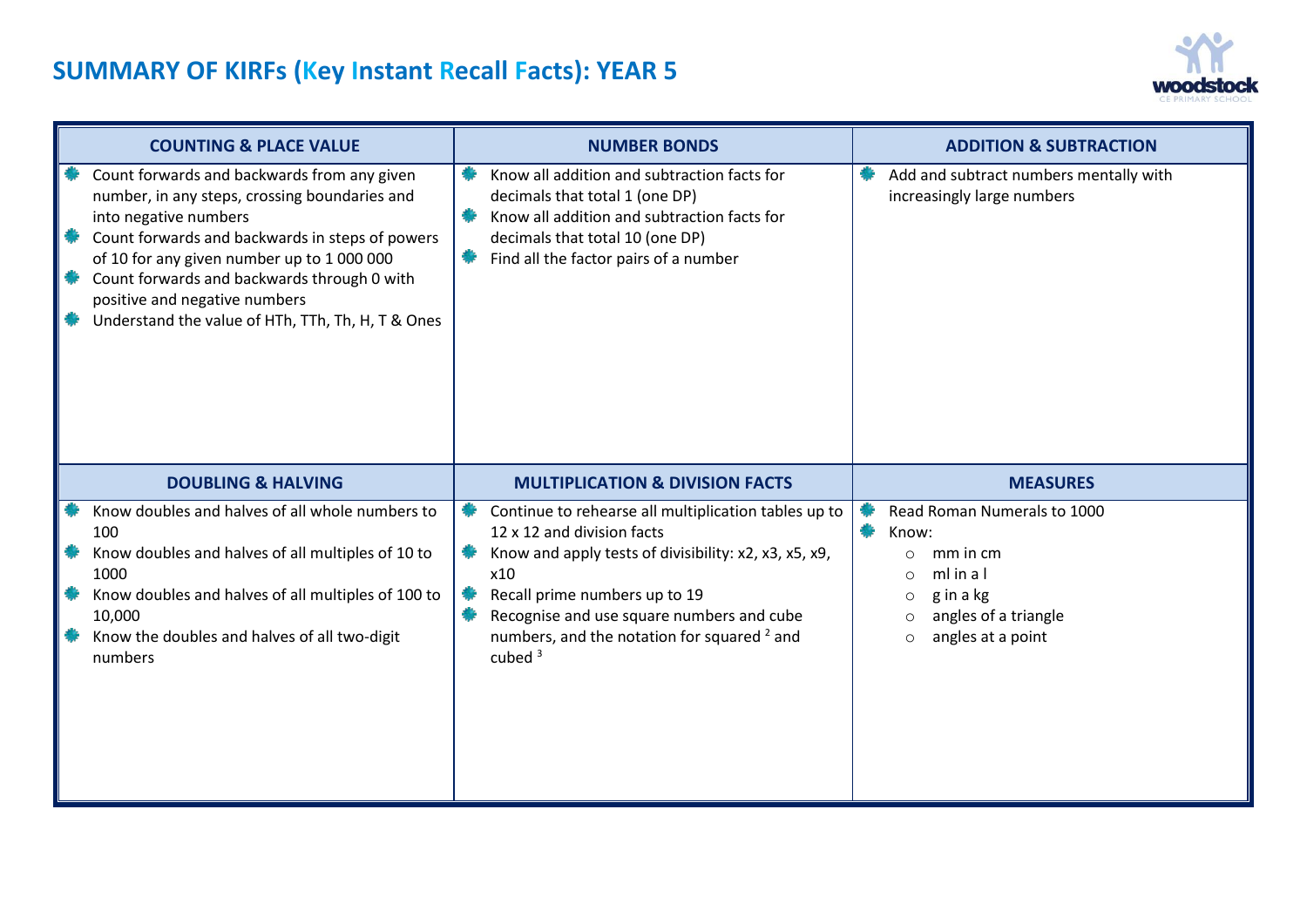# SUMMARY OF KIRFs (Key Instant Recall Facts): YEAR 5

## COUNTING & PLACE VALUE

- Count forwards and backwards from any given number, in any steps, crossing boundaries and into negative numbers
- Count forwards and backwards in steps of powers of 10 for any given number up to 1 000 000
- Count forwards and backwards through 0 with positive and negative numbers
- Understand the value of HTh, TTh, Th, H, T & Ones

## NUMBER BONDS

- Know all addition and subtraction facts for decimals that total 1 (one DP)
- Know all addition and subtraction facts for decimals that total 10 (one DP)
- Find all the factor pairs of a number

## ADDITION & SUBTRACTION

- Add and subtract numbers mentally with increasingly large numbers

## DOUBLING & HALVING

- Know doubles and halves of all whole numbers to 100
- Know doubles and halves of all multiples of 10 to 1000
- Know doubles and halves of all multiples of 100 to 10,000
- Know the doubles and halves of all two-digit numbers

## MULTIPLICATION & DIVISION FACTS

- Continue to rehearse all multiplication tables up to 12 x 12 and division facts
- Know and apply tests of divisibility: x2, x3, x5, x9, x10
- Recall prime numbers up to 19
- Recognise and use square numbers and cube numbers, and the notation for squared $^2$ and cubed $^3$

## MEASURES

- Read Roman Numerals to 1000
- Know:
  - mm in cm
  - ml in a l
  - g in a kg
  - angles of a triangle
  - angles at a point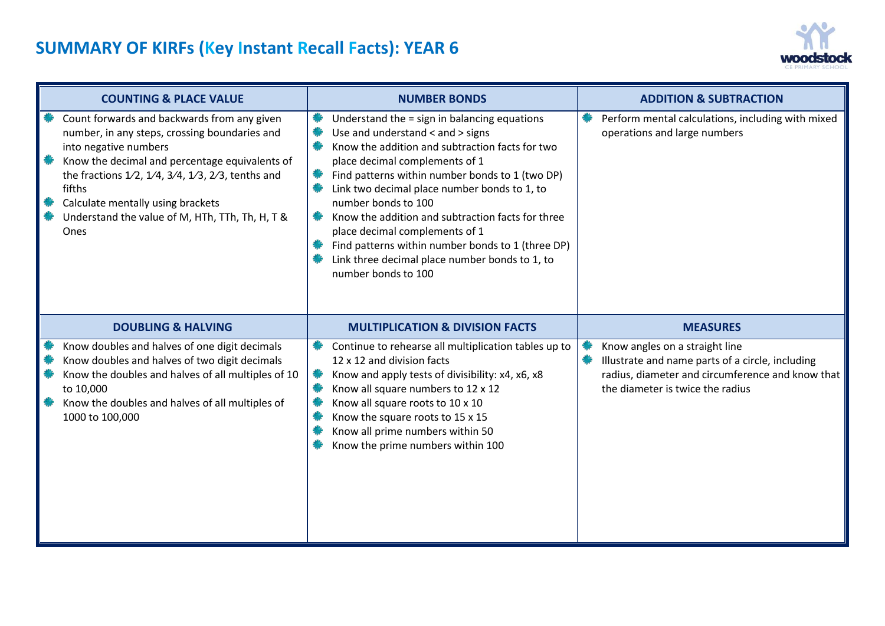# SUMMARY OF KIRFs (Key Instant Recall Facts): YEAR 6

| COUNTING & PLACE VALUE | NUMBER BONDS | ADDITION & SUBTRACTION |
|---|---|---|
| • Count forwards and backwards from any given number, in any steps, crossing boundaries and into negative numbers<br>• Know the decimal and percentage equivalents of the fractions 1⁄2, 1⁄4, 3⁄4, 1⁄3, 2⁄3, tenths and fifths<br>• Calculate mentally using brackets<br>• Understand the value of M, HTh, TTh, Th, H, T & Ones | • Understand the = sign in balancing equations<br>• Use and understand < and > signs<br>• Know the addition and subtraction facts for two place decimal complements of 1<br>• Find patterns within number bonds to 1 (two DP)<br>• Link two decimal place number bonds to 1, to number bonds to 100<br>• Know the addition and subtraction facts for three place decimal complements of 1<br>• Find patterns within number bonds to 1 (three DP)<br>• Link three decimal place number bonds to 1, to number bonds to 100 | • Perform mental calculations, including with mixed operations and large numbers |
| **DOUBLING & HALVING** | **MULTIPLICATION & DIVISION FACTS** | **MEASURES** |
| • Know doubles and halves of one digit decimals<br>• Know doubles and halves of two digit decimals<br>• Know the doubles and halves of all multiples of 10 to 10,000<br>• Know the doubles and halves of all multiples of 1000 to 100,000 | • Continue to rehearse all multiplication tables up to 12 x 12 and division facts<br>• Know and apply tests of divisibility: x4, x6, x8<br>• Know all square numbers to 12 x 12<br>• Know all square roots to 10 x 10<br>• Know the square roots to 15 x 15<br>• Know all prime numbers within 50<br>• Know the prime numbers within 100 | • Know angles on a straight line<br>• Illustrate and name parts of a circle, including radius, diameter and circumference and know that the diameter is twice the radius |